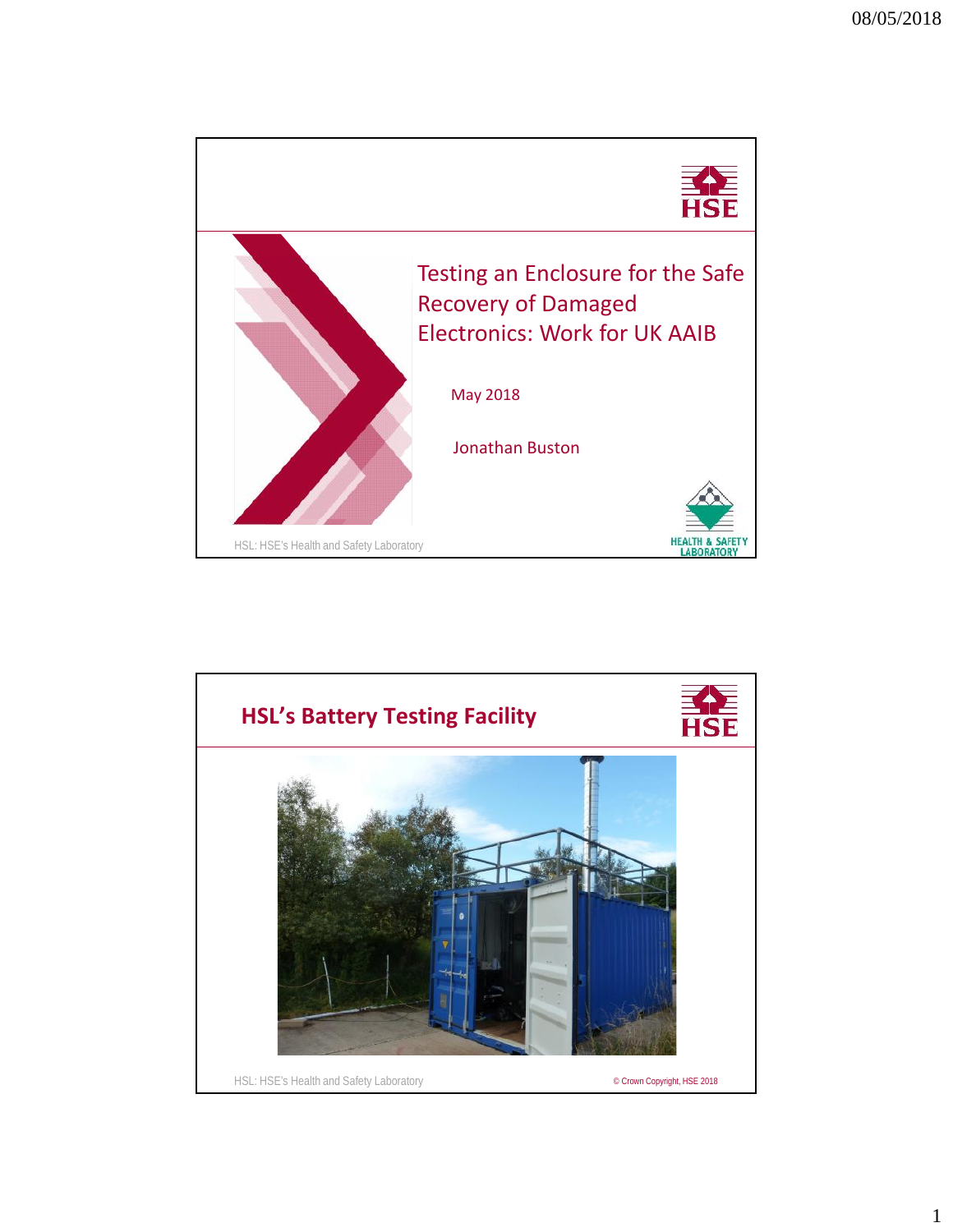# Testing an Enclosure for the Safe Recovery of Damaged Electronics: Work for UK AAIB

May 2018

Jonathan Buston

HSL: HSE's Health and Safety Laboratory

## HSL's Battery Testing Facility

HSL: HSE's Health and Safety Laboratory

© Crown Copyright, HSE 2018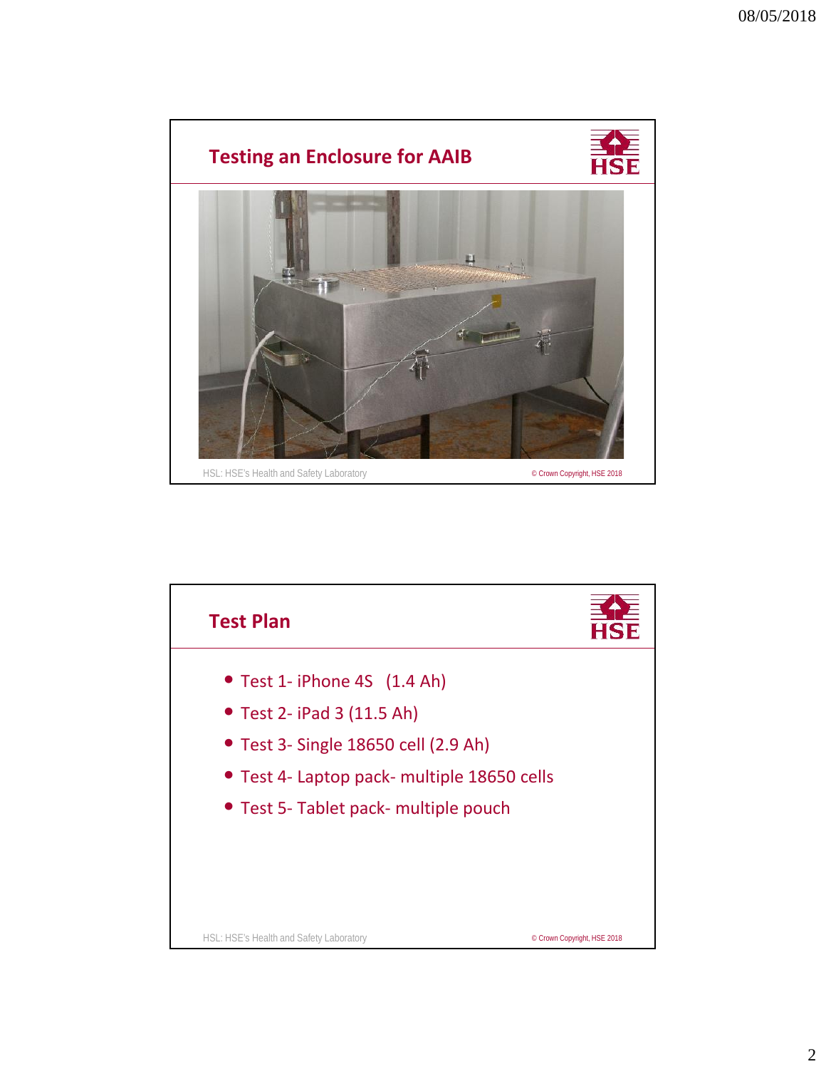## Testing an Enclosure for AAIB

HSL: HSE's Health and Safety Laboratory

© Crown Copyright, HSE 2018

## Test Plan

- Test 1- iPhone 4S (1.4 Ah)
- Test 2- iPad 3 (11.5 Ah)
- Test 3- Single 18650 cell (2.9 Ah)
- Test 4- Laptop pack- multiple 18650 cells
- Test 5- Tablet pack- multiple pouch

HSL: HSE's Health and Safety Laboratory

© Crown Copyright, HSE 2018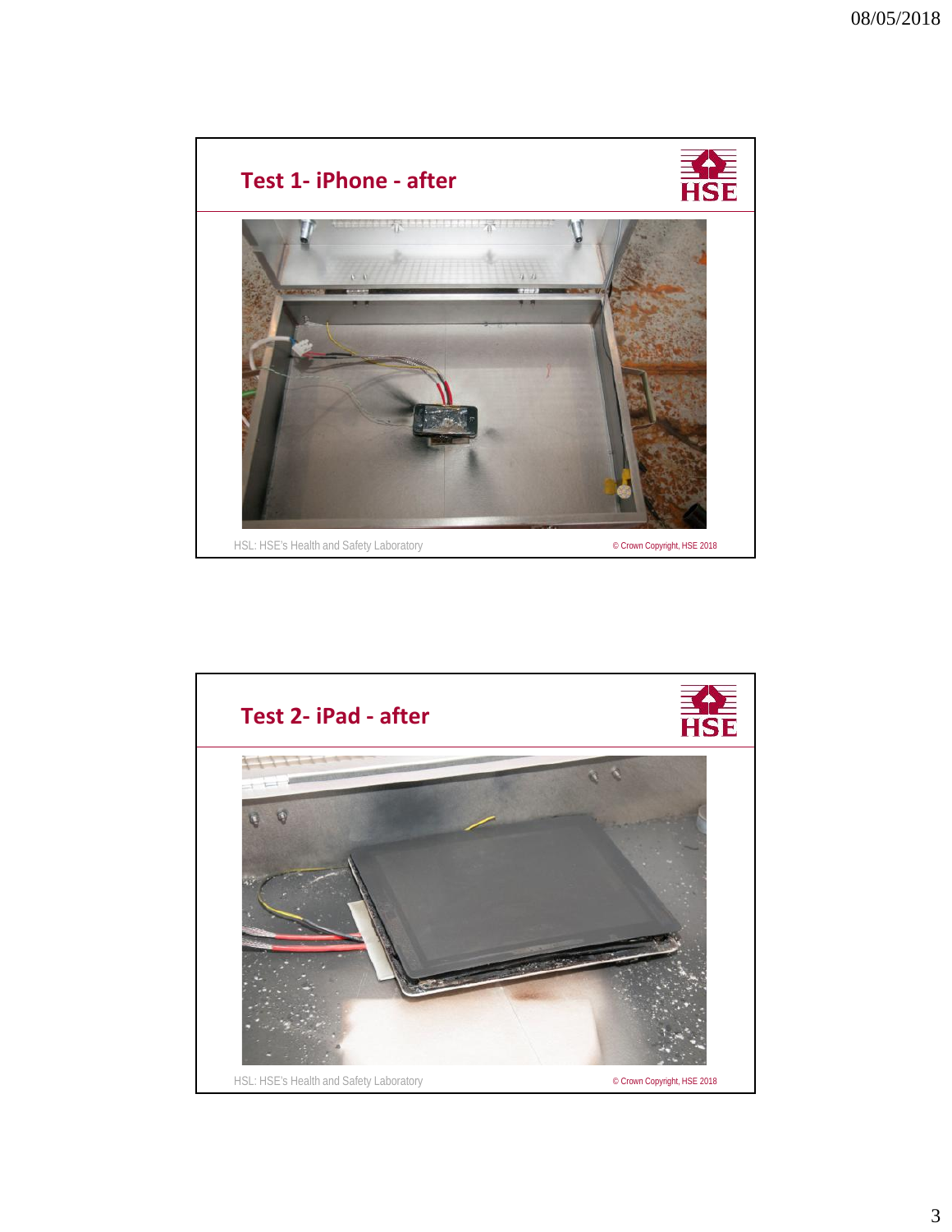## Test 1- iPhone - after

HSL: HSE's Health and Safety Laboratory

© Crown Copyright, HSE 2018

## Test 2- iPad - after

HSL: HSE's Health and Safety Laboratory

© Crown Copyright, HSE 2018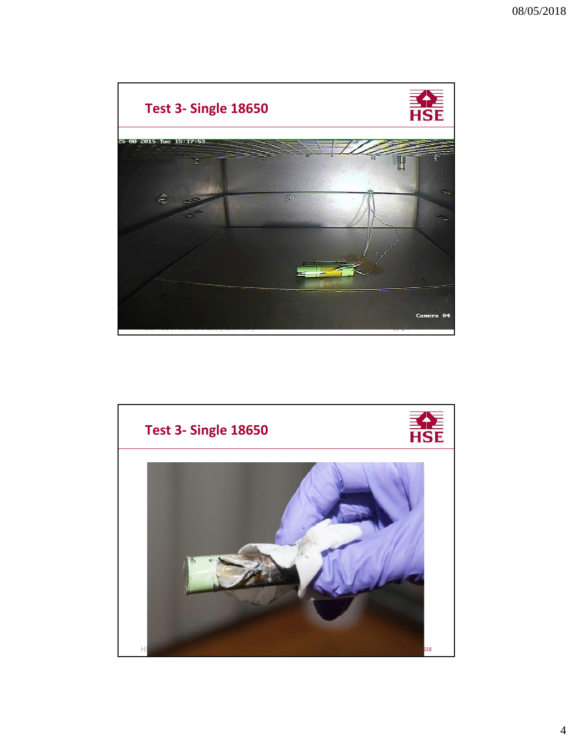## Test 3- Single 18650

## Test 3- Single 18650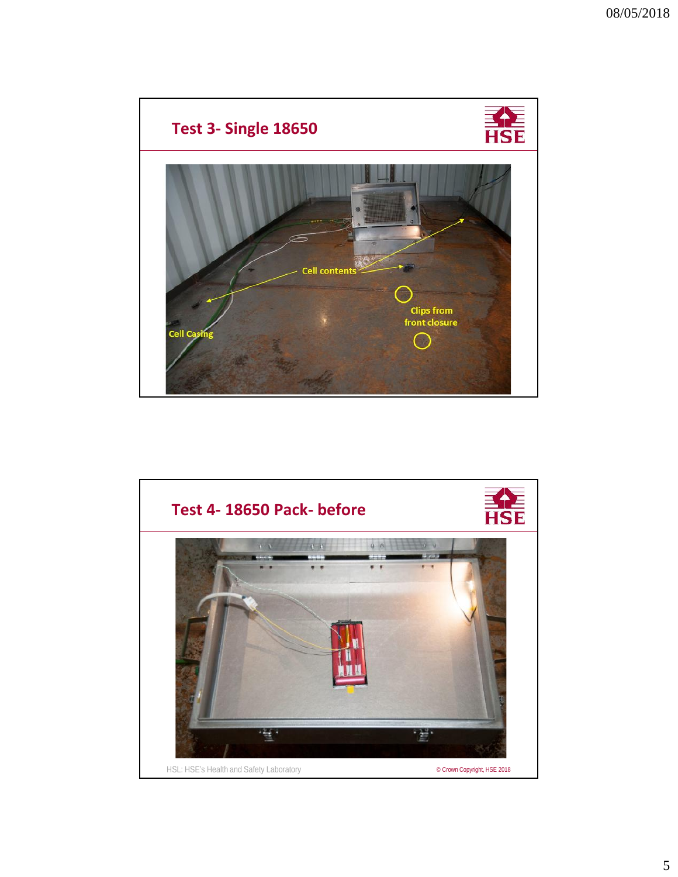## Test 3- Single 18650

Cell contents

Clips from front closure

Cell Casing

## Test 4- 18650 Pack- before

HSL: HSE's Health and Safety Laboratory

© Crown Copyright, HSE 2018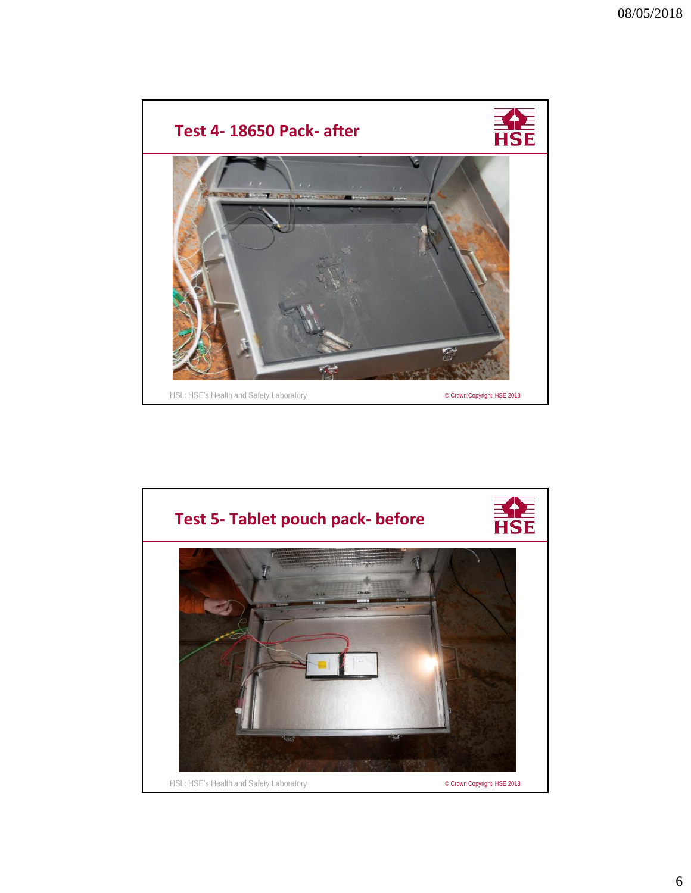## Test 4- 18650 Pack- after

HSL: HSE's Health and Safety Laboratory

© Crown Copyright, HSE 2018

## Test 5- Tablet pouch pack- before

HSL: HSE's Health and Safety Laboratory

© Crown Copyright, HSE 2018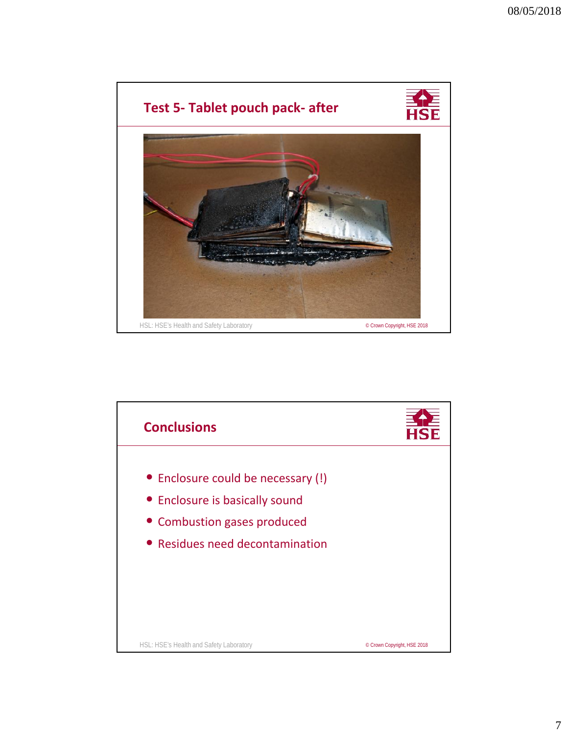## Test 5- Tablet pouch pack- after

HSL: HSE's Health and Safety Laboratory

© Crown Copyright, HSE 2018

## Conclusions

- Enclosure could be necessary (!)
- Enclosure is basically sound
- Combustion gases produced
- Residues need decontamination

HSL: HSE's Health and Safety Laboratory

© Crown Copyright, HSE 2018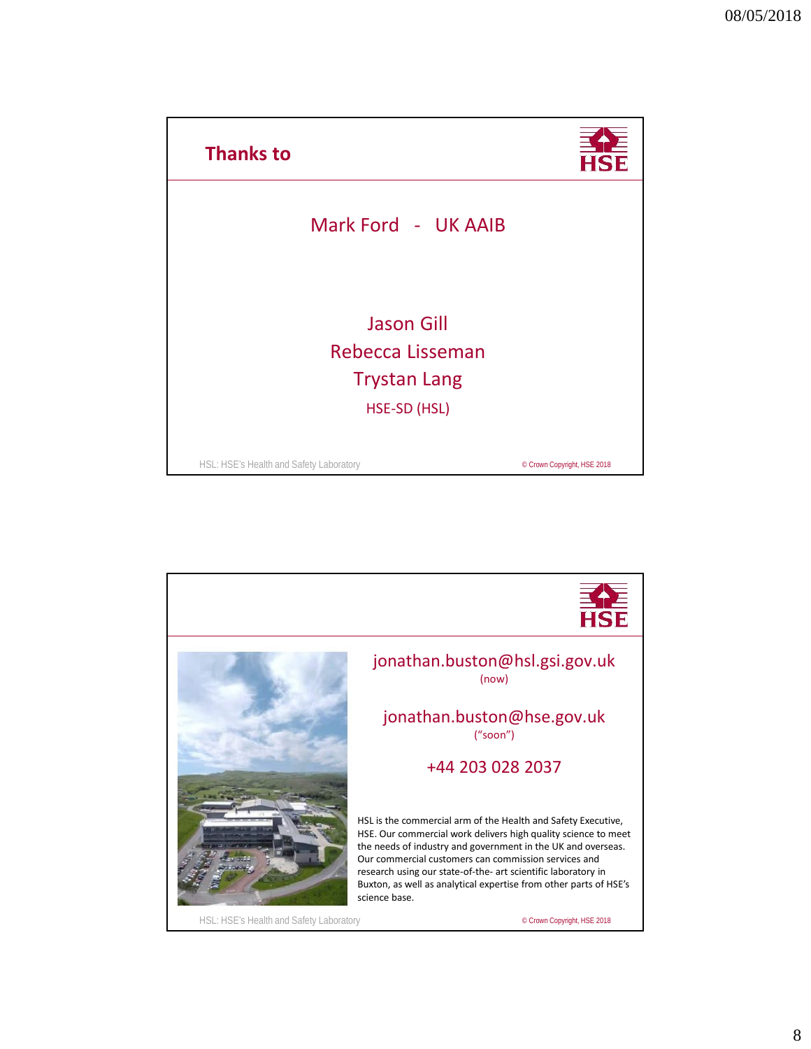## Thanks to

Mark Ford - UK AAIB

Jason Gill
Rebecca Lisseman
Trystan Lang
HSE-SD (HSL)

HSL: HSE's Health and Safety Laboratory

© Crown Copyright, HSE 2018

---

jonathan.buston@hsl.gsi.gov.uk
(now)

jonathan.buston@hse.gov.uk
("soon")

+44 203 028 2037

HSL is the commercial arm of the Health and Safety Executive, HSE. Our commercial work delivers high quality science to meet the needs of industry and government in the UK and overseas. Our commercial customers can commission services and research using our state-of-the- art scientific laboratory in Buxton, as well as analytical expertise from other parts of HSE's science base.

HSL: HSE's Health and Safety Laboratory

© Crown Copyright, HSE 2018